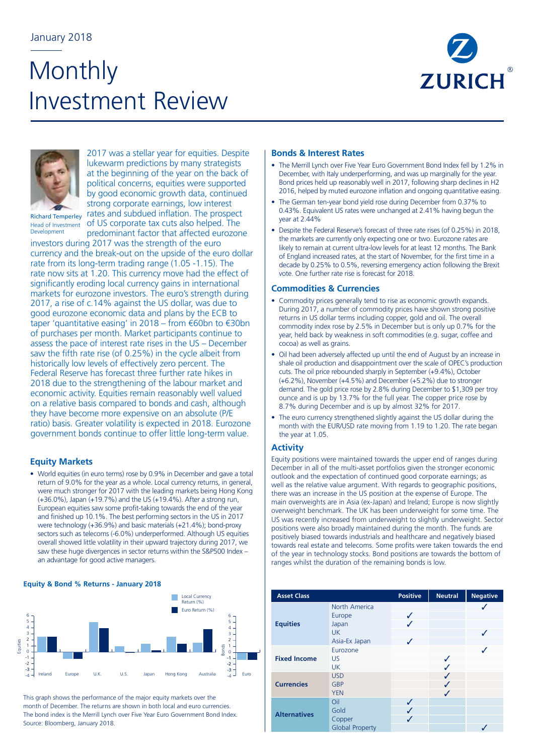January 2018

# Monthly Investment Review

Richard Temperley
Head of Investment Development

2017 was a stellar year for equities. Despite lukewarm predictions by many strategists at the beginning of the year on the back of political concerns, equities were supported by good economic growth data, continued strong corporate earnings, low interest rates and subdued inflation. The prospect of US corporate tax cuts also helped. The predominant factor that affected eurozone investors during 2017 was the strength of the euro currency and the break-out on the upside of the euro dollar rate from its long-term trading range (1.05 -1.15). The rate now sits at 1.20. This currency move had the effect of significantly eroding local currency gains in international markets for eurozone investors. The euro's strength during 2017, a rise of c.14% against the US dollar, was due to good eurozone economic data and plans by the ECB to taper 'quantitative easing' in 2018 – from €60bn to €30bn of purchases per month. Market participants continue to assess the pace of interest rate rises in the US – December saw the fifth rate rise (of 0.25%) in the cycle albeit from historically low levels of effectively zero percent. The Federal Reserve has forecast three further rate hikes in 2018 due to the strengthening of the labour market and economic activity. Equities remain reasonably well valued on a relative basis compared to bonds and cash, although they have become more expensive on an absolute (P/E ratio) basis. Greater volatility is expected in 2018. Eurozone government bonds continue to offer little long-term value.

## Equity Markets

- World equities (in euro terms) rose by 0.9% in December and gave a total return of 9.0% for the year as a whole. Local currency returns, in general, were much stronger for 2017 with the leading markets being Hong Kong (+36.0%), Japan (+19.7%) and the US (+19.4%). After a strong run, European equities saw some profit-taking towards the end of the year and finished up 10.1%. The best performing sectors in the US in 2017 were technology (+36.9%) and basic materials (+21.4%); bond-proxy sectors such as telecoms (-6.0%) underperformed. Although US equities overall showed little volatility in their upward trajectory during 2017, we saw these huge divergences in sector returns within the S&P500 Index – an advantage for good active managers.

**Equity & Bond % Returns - January 2018**

This graph shows the performance of the major equity markets over the month of December. The returns are shown in both local and euro currencies. The bond index is the Merrill Lynch over Five Year Euro Government Bond Index. Source: Bloomberg, January 2018.

## Bonds & Interest Rates

- The Merrill Lynch over Five Year Euro Government Bond Index fell by 1.2% in December, with Italy underperforming, and was up marginally for the year. Bond prices held up reasonably well in 2017, following sharp declines in H2 2016, helped by muted eurozone inflation and ongoing quantitative easing.
- The German ten-year bond yield rose during December from 0.37% to 0.43%. Equivalent US rates were unchanged at 2.41% having begun the year at 2.44%
- Despite the Federal Reserve's forecast of three rate rises (of 0.25%) in 2018, the markets are currently only expecting one or two. Eurozone rates are likely to remain at current ultra-low levels for at least 12 months. The Bank of England increased rates, at the start of November, for the first time in a decade by 0.25% to 0.5%, reversing emergency action following the Brexit vote. One further rate rise is forecast for 2018.

## Commodities & Currencies

- Commodity prices generally tend to rise as economic growth expands. During 2017, a number of commodity prices have shown strong positive returns in US dollar terms including copper, gold and oil. The overall commodity index rose by 2.5% in December but is only up 0.7% for the year, held back by weakness in soft commodities (e.g. sugar, coffee and cocoa) as well as grains.
- Oil had been adversely affected up until the end of August by an increase in shale oil production and disappointment over the scale of OPEC's production cuts. The oil price rebounded sharply in September (+9.4%), October (+6.2%), November (+4.5%) and December (+5.2%) due to stronger demand. The gold price rose by 2.8% during December to $1,309 per troy ounce and is up by 13.7% for the full year. The copper price rose by 8.7% during December and is up by almost 32% for 2017.
- The euro currency strengthened slightly against the US dollar during the month with the EUR/USD rate moving from 1.19 to 1.20. The rate began the year at 1.05.

## Activity

Equity positions were maintained towards the upper end of ranges during December in all of the multi-asset portfolios given the stronger economic outlook and the expectation of continued good corporate earnings; as well as the relative value argument. With regards to geographic positions, there was an increase in the US position at the expense of Europe. The main overweights are in Asia (ex-Japan) and Ireland; Europe is now slightly overweight benchmark. The UK has been underweight for some time. The US was recently increased from underweight to slightly underweight. Sector positions were also broadly maintained during the month. The funds are positively biased towards industrials and healthcare and negatively biased towards real estate and telecoms. Some profits were taken towards the end of the year in technology stocks. Bond positions are towards the bottom of ranges whilst the duration of the remaining bonds is low.

| Asset Class | | Positive | Neutral | Negative |
|---|---|---|---|---|
| Equities | North America | | | ✓ |
| | Europe | ✓ | | |
| | Japan | ✓ | | |
| | UK | | | ✓ |
| | Asia-Ex Japan | ✓ | | |
| Fixed Income | Eurozone | | | ✓ |
| | US | | ✓ | |
| | UK | | ✓ | |
| Currencies | USD | | ✓ | |
| | GBP | | ✓ | |
| | YEN | | ✓ | |
| Alternatives | Oil | ✓ | | |
| | Gold | ✓ | | |
| | Copper | ✓ | | |
| | Global Property | | | ✓ |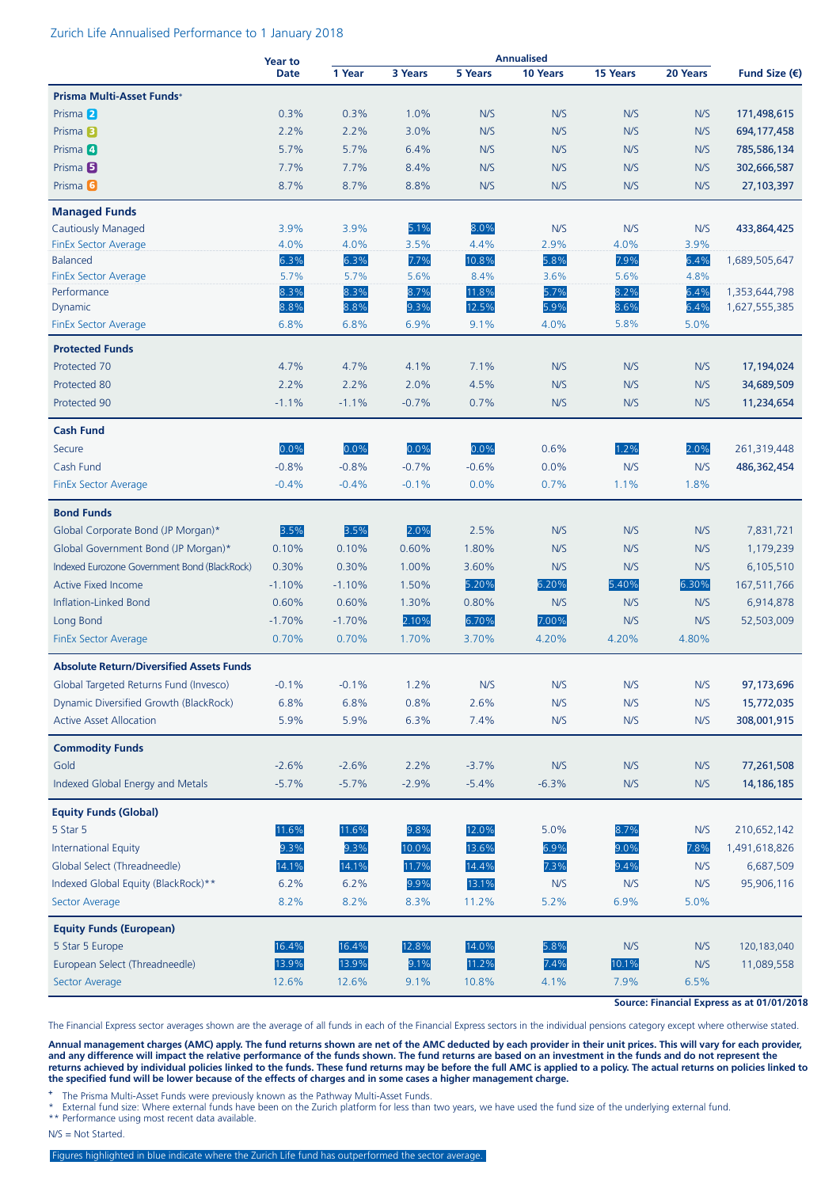## Zurich Life Annualised Performance to 1 January 2018

| | Year to Date | Annualised 1 Year | 3 Years | 5 Years | 10 Years | 15 Years | 20 Years | Fund Size (€) |
|---|---|---|---|---|---|---|---|---|
| **Prisma Multi-Asset Funds+** | | | | | | | | |
| Prisma 2 | 0.3% | 0.3% | 1.0% | N/S | N/S | N/S | N/S | **171,498,615** |
| Prisma 3 | 2.2% | 2.2% | 3.0% | N/S | N/S | N/S | N/S | **694,177,458** |
| Prisma 4 | 5.7% | 5.7% | 6.4% | N/S | N/S | N/S | N/S | **785,586,134** |
| Prisma 5 | 7.7% | 7.7% | 8.4% | N/S | N/S | N/S | N/S | **302,666,587** |
| Prisma 6 | 8.7% | 8.7% | 8.8% | N/S | N/S | N/S | N/S | **27,103,397** |
| **Managed Funds** | | | | | | | | |
| Cautiously Managed | 3.9% | 3.9% | 5.1% | 8.0% | N/S | N/S | N/S | **433,864,425** |
| FinEx Sector Average | 4.0% | 4.0% | 3.5% | 4.4% | 2.9% | 4.0% | 3.9% | |
| Balanced | 6.3% | 6.3% | 7.7% | 10.8% | 5.8% | 7.9% | 6.4% | 1,689,505,647 |
| FinEx Sector Average | 5.7% | 5.7% | 5.6% | 8.4% | 3.6% | 5.6% | 4.8% | |
| Performance | 8.3% | 8.3% | 8.7% | 11.8% | 5.7% | 8.2% | 6.4% | 1,353,644,798 |
| Dynamic | 8.8% | 8.8% | 9.3% | 12.5% | 5.9% | 8.6% | 6.4% | 1,627,555,385 |
| FinEx Sector Average | 6.8% | 6.8% | 6.9% | 9.1% | 4.0% | 5.8% | 5.0% | |
| **Protected Funds** | | | | | | | | |
| Protected 70 | 4.7% | 4.7% | 4.1% | 7.1% | N/S | N/S | N/S | **17,194,024** |
| Protected 80 | 2.2% | 2.2% | 2.0% | 4.5% | N/S | N/S | N/S | **34,689,509** |
| Protected 90 | -1.1% | -1.1% | -0.7% | 0.7% | N/S | N/S | N/S | **11,234,654** |
| **Cash Fund** | | | | | | | | |
| Secure | 0.0% | 0.0% | 0.0% | 0.0% | 0.6% | 1.2% | 2.0% | 261,319,448 |
| Cash Fund | -0.8% | -0.8% | -0.7% | -0.6% | 0.0% | N/S | N/S | **486,362,454** |
| FinEx Sector Average | -0.4% | -0.4% | -0.1% | 0.0% | 0.7% | 1.1% | 1.8% | |
| **Bond Funds** | | | | | | | | |
| Global Corporate Bond (JP Morgan)* | 3.5% | 3.5% | 2.0% | 2.5% | N/S | N/S | N/S | 7,831,721 |
| Global Government Bond (JP Morgan)* | 0.10% | 0.10% | 0.60% | 1.80% | N/S | N/S | N/S | 1,179,239 |
| Indexed Eurozone Government Bond (BlackRock) | 0.30% | 0.30% | 1.00% | 3.60% | N/S | N/S | N/S | 6,105,510 |
| Active Fixed Income | -1.10% | -1.10% | 1.50% | 5.20% | 6.20% | 5.40% | 6.30% | 167,511,766 |
| Inflation-Linked Bond | 0.60% | 0.60% | 1.30% | 0.80% | N/S | N/S | N/S | 6,914,878 |
| Long Bond | -1.70% | -1.70% | 2.10% | 6.70% | 7.00% | N/S | N/S | 52,503,009 |
| FinEx Sector Average | 0.70% | 0.70% | 1.70% | 3.70% | 4.20% | 4.20% | 4.80% | |
| **Absolute Return/Diversified Assets Funds** | | | | | | | | |
| Global Targeted Returns Fund (Invesco) | -0.1% | -0.1% | 1.2% | N/S | N/S | N/S | N/S | **97,173,696** |
| Dynamic Diversified Growth (BlackRock) | 6.8% | 6.8% | 0.8% | 2.6% | N/S | N/S | N/S | **15,772,035** |
| Active Asset Allocation | 5.9% | 5.9% | 6.3% | 7.4% | N/S | N/S | N/S | **308,001,915** |
| **Commodity Funds** | | | | | | | | |
| Gold | -2.6% | -2.6% | 2.2% | -3.7% | N/S | N/S | N/S | **77,261,508** |
| Indexed Global Energy and Metals | -5.7% | -5.7% | -2.9% | -5.4% | -6.3% | N/S | N/S | **14,186,185** |
| **Equity Funds (Global)** | | | | | | | | |
| 5 Star 5 | 11.6% | 11.6% | 9.8% | 12.0% | 5.0% | 8.7% | N/S | 210,652,142 |
| International Equity | 9.3% | 9.3% | 10.0% | 13.6% | 6.9% | 9.0% | 7.8% | 1,491,618,826 |
| Global Select (Threadneedle) | 14.1% | 14.1% | 11.7% | 14.4% | 7.3% | 9.4% | N/S | 6,687,509 |
| Indexed Global Equity (BlackRock)** | 6.2% | 6.2% | 9.9% | 13.1% | N/S | N/S | N/S | 95,906,116 |
| Sector Average | 8.2% | 8.2% | 8.3% | 11.2% | 5.2% | 6.9% | 5.0% | |
| **Equity Funds (European)** | | | | | | | | |
| 5 Star 5 Europe | 16.4% | 16.4% | 12.8% | 14.0% | 5.8% | N/S | N/S | 120,183,040 |
| European Select (Threadneedle) | 13.9% | 13.9% | 9.1% | 11.2% | 7.4% | 10.1% | N/S | 11,089,558 |
| Sector Average | 12.6% | 12.6% | 9.1% | 10.8% | 4.1% | 7.9% | 6.5% | |

**Source: Financial Express as at 01/01/2018**

The Financial Express sector averages shown are the average of all funds in each of the Financial Express sectors in the individual pensions category except where otherwise stated.

**Annual management charges (AMC) apply. The fund returns shown are net of the AMC deducted by each provider in their unit prices. This will vary for each provider, and any difference will impact the relative performance of the funds shown. The fund returns are based on an investment in the funds and do not represent the returns achieved by individual policies linked to the funds. These fund returns may be before the full AMC is applied to a policy. The actual returns on policies linked to the specified fund will be lower because of the effects of charges and in some cases a higher management charge.**

+ The Prisma Multi-Asset Funds were previously known as the Pathway Multi-Asset Funds.
\* External fund size: Where external funds have been on the Zurich platform for less than two years, we have used the fund size of the underlying external fund.
** Performance using most recent data available.

N/S = Not Started.

Figures highlighted in blue indicate where the Zurich Life fund has outperformed the sector average.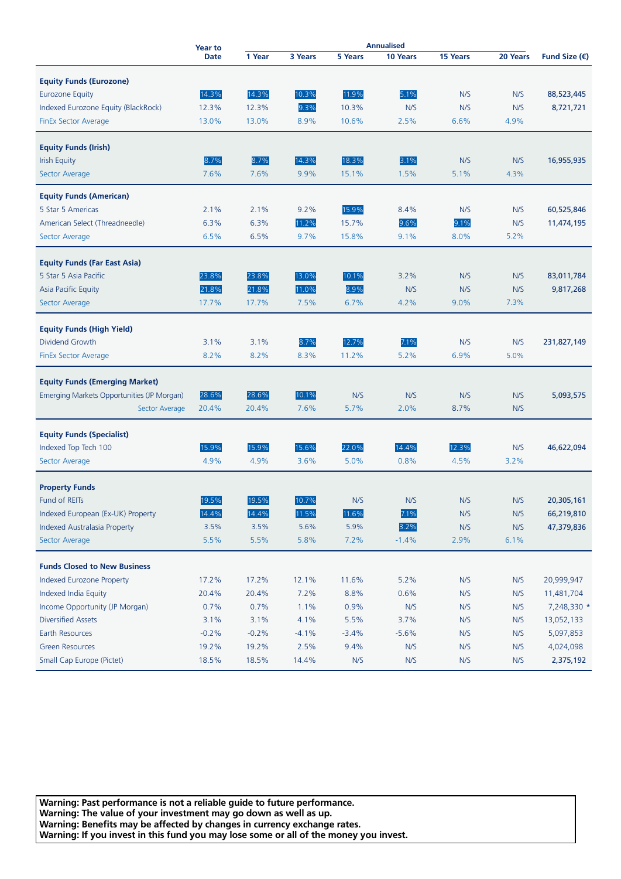| | Year to Date | Annualised | | | | | | Fund Size (€) |
|---|---|---|---|---|---|---|---|---|
| | | 1 Year | 3 Years | 5 Years | 10 Years | 15 Years | 20 Years | |
| **Equity Funds (Eurozone)** | | | | | | | | |
| Eurozone Equity | 14.3% | 14.3% | 10.3% | 11.9% | 5.1% | N/S | N/S | 88,523,445 |
| Indexed Eurozone Equity (BlackRock) | 12.3% | 12.3% | 9.3% | 10.3% | N/S | N/S | N/S | 8,721,721 |
| FinEx Sector Average | 13.0% | 13.0% | 8.9% | 10.6% | 2.5% | 6.6% | 4.9% | |
| **Equity Funds (Irish)** | | | | | | | | |
| Irish Equity | 8.7% | 8.7% | 14.3% | 18.3% | 3.1% | N/S | N/S | 16,955,935 |
| Sector Average | 7.6% | 7.6% | 9.9% | 15.1% | 1.5% | 5.1% | 4.3% | |
| **Equity Funds (American)** | | | | | | | | |
| 5 Star 5 Americas | 2.1% | 2.1% | 9.2% | 15.9% | 8.4% | N/S | N/S | 60,525,846 |
| American Select (Threadneedle) | 6.3% | 6.3% | 11.2% | 15.7% | 9.6% | 9.1% | N/S | 11,474,195 |
| Sector Average | 6.5% | 6.5% | 9.7% | 15.8% | 9.1% | 8.0% | 5.2% | |
| **Equity Funds (Far East Asia)** | | | | | | | | |
| 5 Star 5 Asia Pacific | 23.8% | 23.8% | 13.0% | 10.1% | 3.2% | N/S | N/S | 83,011,784 |
| Asia Pacific Equity | 21.8% | 21.8% | 11.0% | 8.9% | N/S | N/S | N/S | 9,817,268 |
| Sector Average | 17.7% | 17.7% | 7.5% | 6.7% | 4.2% | 9.0% | 7.3% | |
| **Equity Funds (High Yield)** | | | | | | | | |
| Dividend Growth | 3.1% | 3.1% | 8.7% | 12.7% | 7.1% | N/S | N/S | 231,827,149 |
| FinEx Sector Average | 8.2% | 8.2% | 8.3% | 11.2% | 5.2% | 6.9% | 5.0% | |
| **Equity Funds (Emerging Market)** | | | | | | | | |
| Emerging Markets Opportunities (JP Morgan) | 28.6% | 28.6% | 10.1% | N/S | N/S | N/S | N/S | 5,093,575 |
| Sector Average | 20.4% | 20.4% | 7.6% | 5.7% | 2.0% | 8.7% | N/S | |
| **Equity Funds (Specialist)** | | | | | | | | |
| Indexed Top Tech 100 | 15.9% | 15.9% | 15.6% | 22.0% | 14.4% | 12.3% | N/S | 46,622,094 |
| Sector Average | 4.9% | 4.9% | 3.6% | 5.0% | 0.8% | 4.5% | 3.2% | |
| **Property Funds** | | | | | | | | |
| Fund of REITs | 19.5% | 19.5% | 10.7% | N/S | N/S | N/S | N/S | 20,305,161 |
| Indexed European (Ex-UK) Property | 14.4% | 14.4% | 11.5% | 11.6% | 7.1% | N/S | N/S | 66,219,810 |
| Indexed Australasia Property | 3.5% | 3.5% | 5.6% | 5.9% | 3.2% | N/S | N/S | 47,379,836 |
| Sector Average | 5.5% | 5.5% | 5.8% | 7.2% | -1.4% | 2.9% | 6.1% | |
| **Funds Closed to New Business** | | | | | | | | |
| Indexed Eurozone Property | 17.2% | 17.2% | 12.1% | 11.6% | 5.2% | N/S | N/S | 20,999,947 |
| Indexed India Equity | 20.4% | 20.4% | 7.2% | 8.8% | 0.6% | N/S | N/S | 11,481,704 |
| Income Opportunity (JP Morgan) | 0.7% | 0.7% | 1.1% | 0.9% | N/S | N/S | N/S | 7,248,330 * |
| Diversified Assets | 3.1% | 3.1% | 4.1% | 5.5% | 3.7% | N/S | N/S | 13,052,133 |
| Earth Resources | -0.2% | -0.2% | -4.1% | -3.4% | -5.6% | N/S | N/S | 5,097,853 |
| Green Resources | 19.2% | 19.2% | 2.5% | 9.4% | N/S | N/S | N/S | 4,024,098 |
| Small Cap Europe (Pictet) | 18.5% | 18.5% | 14.4% | N/S | N/S | N/S | N/S | 2,375,192 |

**Warning: Past performance is not a reliable guide to future performance.**
**Warning: The value of your investment may go down as well as up.**
**Warning: Benefits may be affected by changes in currency exchange rates.**
**Warning: If you invest in this fund you may lose some or all of the money you invest.**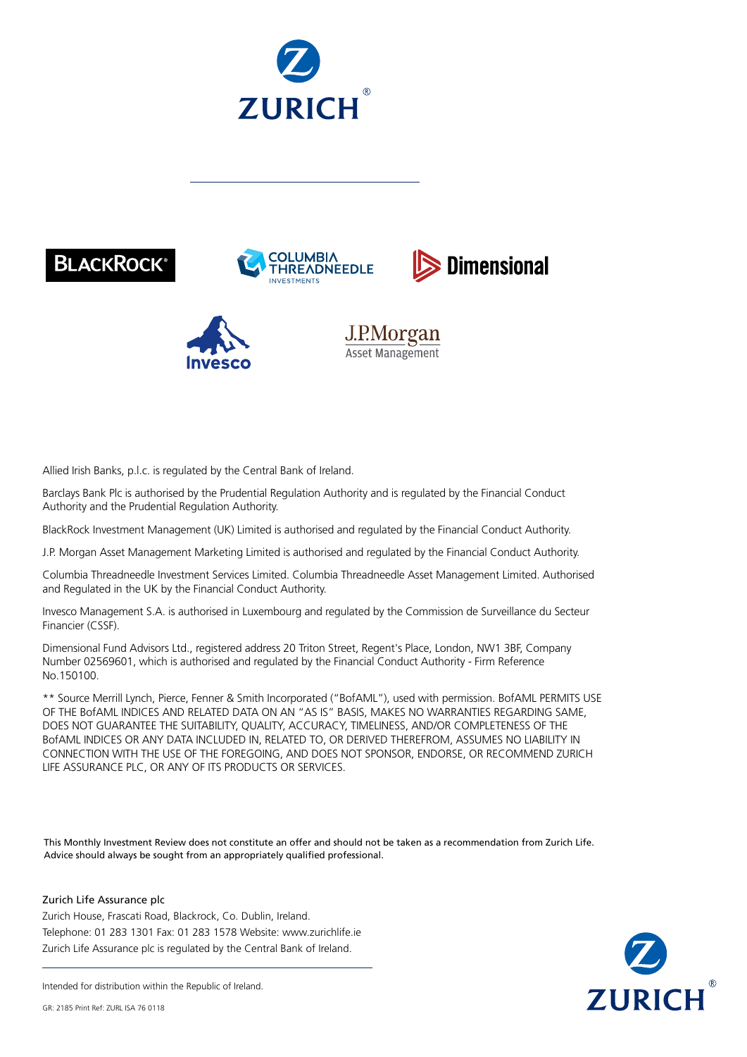Allied Irish Banks, p.l.c. is regulated by the Central Bank of Ireland.

Barclays Bank Plc is authorised by the Prudential Regulation Authority and is regulated by the Financial Conduct Authority and the Prudential Regulation Authority.

BlackRock Investment Management (UK) Limited is authorised and regulated by the Financial Conduct Authority.

J.P. Morgan Asset Management Marketing Limited is authorised and regulated by the Financial Conduct Authority.

Columbia Threadneedle Investment Services Limited. Columbia Threadneedle Asset Management Limited. Authorised and Regulated in the UK by the Financial Conduct Authority.

Invesco Management S.A. is authorised in Luxembourg and regulated by the Commission de Surveillance du Secteur Financier (CSSF).

Dimensional Fund Advisors Ltd., registered address 20 Triton Street, Regent's Place, London, NW1 3BF, Company Number 02569601, which is authorised and regulated by the Financial Conduct Authority - Firm Reference No.150100.

** Source Merrill Lynch, Pierce, Fenner & Smith Incorporated ("BofAML"), used with permission. BofAML PERMITS USE OF THE BofAML INDICES AND RELATED DATA ON AN "AS IS" BASIS, MAKES NO WARRANTIES REGARDING SAME, DOES NOT GUARANTEE THE SUITABILITY, QUALITY, ACCURACY, TIMELINESS, AND/OR COMPLETENESS OF THE BofAML INDICES OR ANY DATA INCLUDED IN, RELATED TO, OR DERIVED THEREFROM, ASSUMES NO LIABILITY IN CONNECTION WITH THE USE OF THE FOREGOING, AND DOES NOT SPONSOR, ENDORSE, OR RECOMMEND ZURICH LIFE ASSURANCE PLC, OR ANY OF ITS PRODUCTS OR SERVICES.

This Monthly Investment Review does not constitute an offer and should not be taken as a recommendation from Zurich Life. Advice should always be sought from an appropriately qualified professional.

Zurich Life Assurance plc
Zurich House, Frascati Road, Blackrock, Co. Dublin, Ireland.
Telephone: 01 283 1301 Fax: 01 283 1578 Website: www.zurichlife.ie
Zurich Life Assurance plc is regulated by the Central Bank of Ireland.

Intended for distribution within the Republic of Ireland.

GR: 2185 Print Ref: ZURL ISA 76 0118